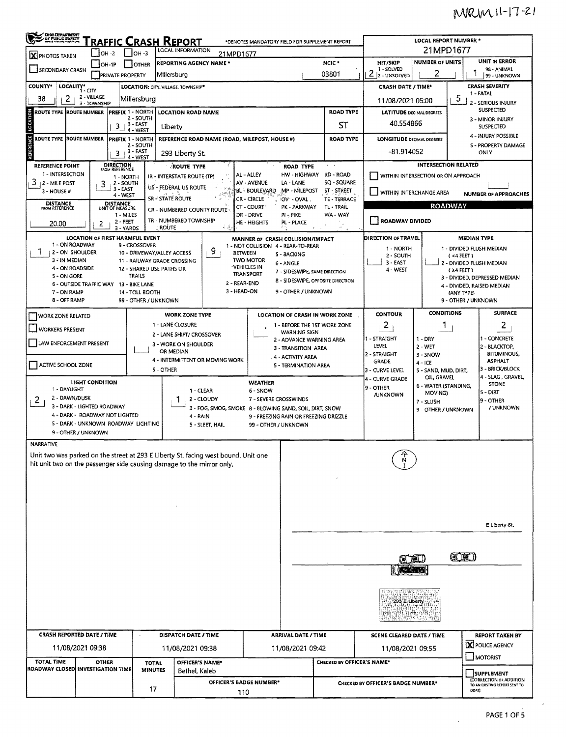MRM 11-17-21

# Ohio Department of Public Safety — TRAFFIC CRASH REPORT

*DENOTES MANDATORY FIELD FOR SUPPLEMENT REPORT

| | |
|---|---|
| LOCAL REPORT NUMBER * | 21MPD1677 |
| [X] PHOTOS TAKEN | [ ] OH-2 [ ] OH-3 [ ] OH-1P [ ] OTHER |
| [ ] SECONDARY CRASH | [ ] PRIVATE PROPERTY |
| LOCAL INFORMATION | 21MPD1677 |
| REPORTING AGENCY NAME * | Millersburg |
| NCIC * | 03801 |
| HIT/SKIP (1 - SOLVED, 2 - UNSOLVED) | 2 |
| NUMBER OF UNITS | 2 |
| UNIT IN ERROR (98 - ANIMAL, 99 - UNKNOWN) | 1 |
| COUNTY* | 38 |
| LOCALITY* (1 - CITY, 2 - VILLAGE, 3 - TOWNSHIP) | 2 |
| LOCATION: CITY, VILLAGE, TOWNSHIP* | Millersburg |
| CRASH DATE / TIME* | 11/08/2021 05:00 |
| CRASH SEVERITY (1 - FATAL, 2 - SERIOUS INJURY SUSPECTED, 3 - MINOR INJURY SUSPECTED, 4 - INJURY POSSIBLE, 5 - PROPERTY DAMAGE ONLY) | 5 |

## Location

| | |
|---|---|
| ROUTE TYPE | |
| ROUTE NUMBER | |
| PREFIX (1 - NORTH, 2 - SOUTH, 3 - EAST, 4 - WEST) | 3 |
| LOCATION ROAD NAME | Liberty |
| ROAD TYPE | ST |
| LATITUDE DECIMAL DEGREES | 40.554866 |

## Reference

| | |
|---|---|
| ROUTE TYPE | |
| ROUTE NUMBER | |
| PREFIX | 3 |
| REFERENCE ROAD NAME (ROAD, MILEPOST, HOUSE #) | 293 Liberty St. |
| ROAD TYPE | |
| LONGITUDE DECIMAL DEGREES | -81.914052 |
| REFERENCE POINT (1 - INTERSECTION, 2 - MILE POST, 3 - HOUSE #) | 3 |
| DIRECTION FROM REFERENCE (1 - NORTH, 2 - SOUTH, 3 - EAST, 4 - WEST) | 3 |
| DISTANCE FROM REFERENCE | 20.00 |
| DISTANCE UNIT OF MEASURE (1 - MILES, 2 - FEET, 3 - YARDS) | 2 |

ROUTE TYPE: IR - INTERSTATE ROUTE (TP); US - FEDERAL US ROUTE; SR - STATE ROUTE; CR - NUMBERED COUNTY ROUTE; TR - NUMBERED TOWNSHIP ROUTE

ROAD TYPE: AL - ALLEY; AV - AVENUE; BL - BOULEVARD; CR - CIRCLE; CT - COURT; DR - DRIVE; HE - HEIGHTS; HW - HIGHWAY; LA - LANE; MP - MILEPOST; OV - OVAL; PK - PARKWAY; PI - PIKE; PL - PLACE; RD - ROAD; SQ - SQUARE; ST - STREET; TE - TERRACE; TL - TRAIL; WA - WAY

INTERSECTION RELATED: [ ] WITHIN INTERSECTION OR ON APPROACH; [ ] WITHIN INTERCHANGE AREA; NUMBER OF APPROACHES: 

## Roadway

[ ] ROADWAY DIVIDED

| Field | Value |
|---|---|
| LOCATION OF FIRST HARMFUL EVENT | 1 |
| MANNER OF CRASH COLLISION/IMPACT | 9 |
| DIRECTION OF TRAVEL | |
| MEDIAN TYPE | |

LOCATION OF FIRST HARMFUL EVENT: 1 - ON ROADWAY; 2 - ON SHOULDER; 3 - IN MEDIAN; 4 - ON ROADSIDE; 5 - ON GORE; 6 - OUTSIDE TRAFFIC WAY; 7 - ON RAMP; 8 - OFF RAMP; 9 - CROSSOVER; 10 - DRIVEWAY/ALLEY ACCESS; 11 - RAILWAY GRADE CROSSING; 12 - SHARED USE PATHS OR TRAILS; 13 - BIKE LANE; 14 - TOLL BOOTH; 99 - OTHER / UNKNOWN

MANNER OF CRASH COLLISION/IMPACT: 1 - NOT COLLISION BETWEEN TWO MOTOR VEHICLES IN TRANSPORT; 2 - REAR-END; 3 - HEAD-ON; 4 - REAR-TO-REAR; 5 - BACKING; 6 - ANGLE; 7 - SIDESWIPE, SAME DIRECTION; 8 - SIDESWIPE, OPPOSITE DIRECTION; 9 - OTHER / UNKNOWN

DIRECTION OF TRAVEL: 1 - NORTH; 2 - SOUTH; 3 - EAST; 4 - WEST

MEDIAN TYPE: 1 - DIVIDED FLUSH MEDIAN (<4 FEET); 2 - DIVIDED FLUSH MEDIAN (≥4 FEET); 3 - DIVIDED, DEPRESSED MEDIAN; 4 - DIVIDED, RAISED MEDIAN (ANY TYPE); 9 - OTHER / UNKNOWN

## Work Zone

[ ] WORK ZONE RELATED
[ ] WORKERS PRESENT
[ ] LAW ENFORCEMENT PRESENT
[ ] ACTIVE SCHOOL ZONE

WORK ZONE TYPE: 1 - LANE CLOSURE; 2 - LANE SHIFT/ CROSSOVER; 3 - WORK ON SHOULDER OR MEDIAN; 4 - INTERMITTENT OR MOVING WORK; 5 - OTHER

LOCATION OF CRASH IN WORK ZONE: 1 - BEFORE THE 1ST WORK ZONE WARNING SIGN; 2 - ADVANCE WARNING AREA; 3 - TRANSITION AREA; 4 - ACTIVITY AREA; 5 - TERMINATION AREA

| CONTOUR | CONDITIONS | SURFACE |
|---|---|---|
| 2 | 1 | 2 |

CONTOUR: 1 - STRAIGHT LEVEL; 2 - STRAIGHT GRADE; 3 - CURVE LEVEL; 4 - CURVE GRADE; 9 - OTHER /UNKNOWN

CONDITIONS: 1 - DRY; 2 - WET; 3 - SNOW; 4 - ICE; 5 - SAND, MUD, DIRT, OIL, GRAVEL; 6 - WATER (STANDING, MOVING); 7 - SLUSH; 9 - OTHER / UNKNOWN

SURFACE: 1 - CONCRETE; 2 - BLACKTOP, BITUMINOUS, ASPHALT; 3 - BRICK/BLOCK; 4 - SLAG, GRAVEL, STONE; 5 - DIRT; 9 - OTHER / UNKNOWN

| LIGHT CONDITION | WEATHER |
|---|---|
| 2 | 1 |

LIGHT CONDITION: 1 - DAYLIGHT; 2 - DAWN/DUSK; 3 - DARK - LIGHTED ROADWAY; 4 - DARK - ROADWAY NOT LIGHTED; 5 - DARK - UNKNOWN ROADWAY LIGHTING; 9 - OTHER / UNKNOWN

WEATHER: 1 - CLEAR; 2 - CLOUDY; 3 - FOG, SMOG, SMOKE; 4 - RAIN; 5 - SLEET, HAIL; 6 - SNOW; 7 - SEVERE CROSSWINDS; 8 - BLOWING SAND, SOIL, DIRT, SNOW; 9 - FREEZING RAIN OR FREEZING DRIZZLE; 99 - OTHER / UNKNOWN

## Narrative

Unit two was parked on the street at 293 E Liberty St. facing west bound. Unit one hit unit two on the passenger side causing damage to the mirror only.

E Liberty St.

293 E Liberty

| CRASH REPORTED DATE / TIME | DISPATCH DATE / TIME | ARRIVAL DATE / TIME | SCENE CLEARED DATE / TIME | REPORT TAKEN BY |
|---|---|---|---|---|
| 11/08/2021 09:38 | 11/08/2021 09:38 | 11/08/2021 09:42 | 11/08/2021 09:55 | [X] POLICE AGENCY [ ] MOTORIST |

| TOTAL TIME ROADWAY CLOSED | OTHER INVESTIGATION TIME | TOTAL MINUTES | OFFICER'S NAME* | CHECKED BY OFFICER'S NAME* | |
|---|---|---|---|---|---|
| | | 17 | Bethel, Kaleb | | [ ] SUPPLEMENT (CORRECTION OR ADDITION TO AN EXISTING REPORT SENT TO ODPS) |
| | | | OFFICER'S BADGE NUMBER*: 110 | CHECKED BY OFFICER'S BADGE NUMBER*: | |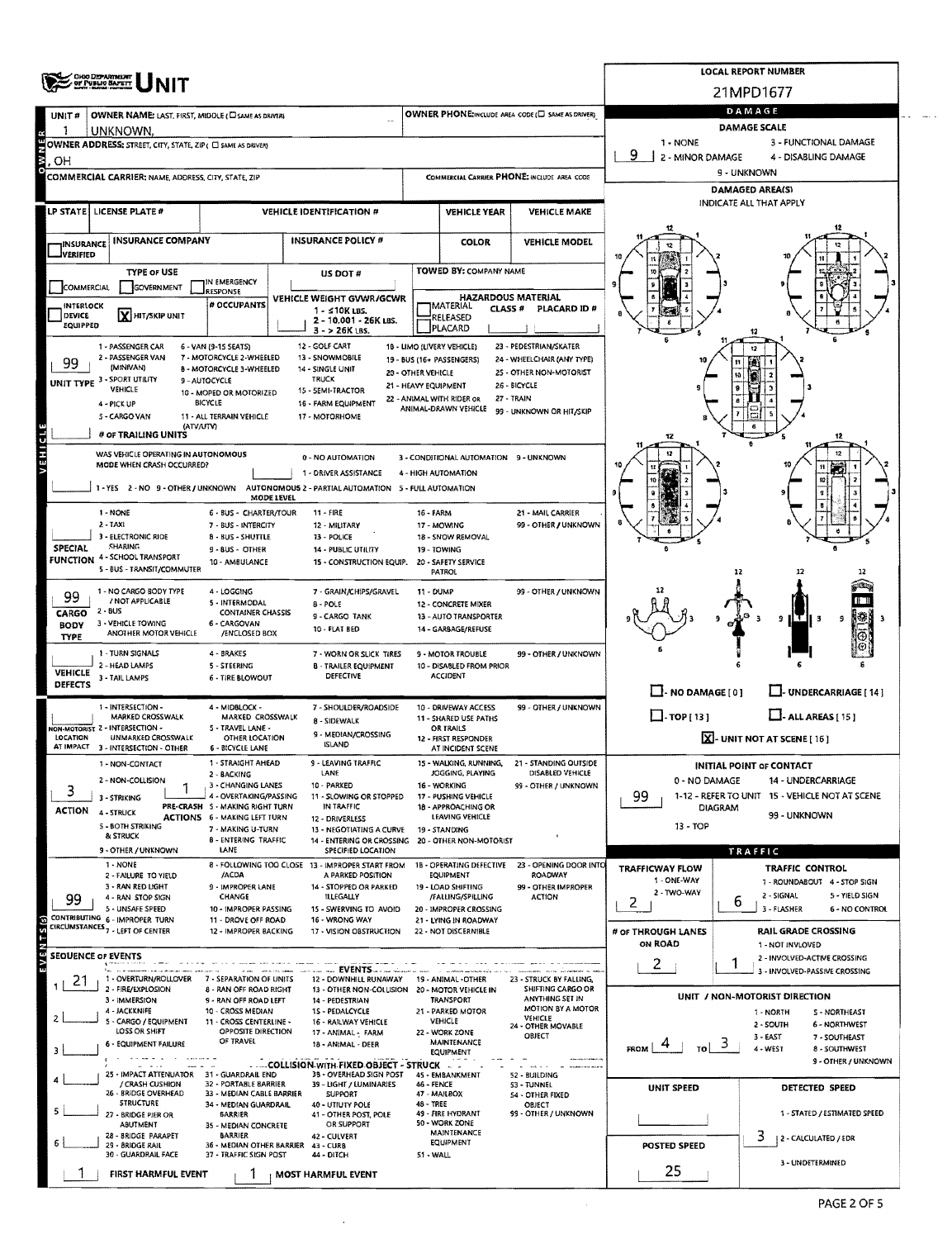# UNIT

**LOCAL REPORT NUMBER:** 21MPD1677

| UNIT # | OWNER NAME: LAST, FIRST, MIDDLE | OWNER PHONE |
|---|---|---|
| 1 | UNKNOWN, | |

**OWNER ADDRESS:** , OH

**COMMERCIAL CARRIER:**

**COMMERCIAL CARRIER PHONE:**

| LP STATE | LICENSE PLATE # | VEHICLE IDENTIFICATION # | VEHICLE YEAR | VEHICLE MAKE |
|---|---|---|---|---|
| | | | | |

| INSURANCE VERIFIED | INSURANCE COMPANY | INSURANCE POLICY # | COLOR | VEHICLE MODEL |
|---|---|---|---|---|
| | | | | |

**TYPE OF USE:** COMMERCIAL / GOVERNMENT / IN EMERGENCY RESPONSE

**INTERLOCK DEVICE EQUIPPED:**

**HIT/SKIP UNIT:** X

**# OCCUPANTS:**

**US DOT #:**

**VEHICLE WEIGHT GVWR/GCWR:** 1 - ≤10K LBS. 2 - 10.001 - 26K LBS. 3 - > 26K LBS.

**TOWED BY: COMPANY NAME:**

**HAZARDOUS MATERIAL:** MATERIAL CLASS # RELEASED PLACARD / PLACARD ID #

**UNIT TYPE:** 99

1 - PASSENGER CAR, 2 - PASSENGER VAN (MINIVAN), 3 - SPORT UTILITY VEHICLE, 4 - PICK UP, 5 - CARGO VAN, 6 - VAN (9-15 SEATS), 7 - MOTORCYCLE 2-WHEELED, 8 - MOTORCYCLE 3-WHEELED, 9 - AUTOCYCLE, 10 - MOPED OR MOTORIZED BICYCLE, 11 - ALL TERRAIN VEHICLE (ATV/UTV), 12 - GOLF CART, 13 - SNOWMOBILE, 14 - SINGLE UNIT TRUCK, 15 - SEMI-TRACTOR, 16 - FARM EQUIPMENT, 17 - MOTORHOME, 18 - LIMO (LIVERY VEHICLE), 19 - BUS (16+ PASSENGERS), 20 - OTHER VEHICLE, 21 - HEAVY EQUIPMENT, 22 - ANIMAL WITH RIDER OR ANIMAL-DRAWN VEHICLE, 23 - PEDESTRIAN/SKATER, 24 - WHEELCHAIR (ANY TYPE), 25 - OTHER NON-MOTORIST, 26 - BICYCLE, 27 - TRAIN, 99 - UNKNOWN OR HIT/SKIP

**# OF TRAILING UNITS:**

**WAS VEHICLE OPERATING IN AUTONOMOUS MODE WHEN CRASH OCCURRED?** 1 - YES 2 - NO 9 - OTHER / UNKNOWN

**AUTONOMOUS MODE LEVEL:** 0 - NO AUTOMATION, 1 - DRIVER ASSISTANCE, 2 - PARTIAL AUTOMATION, 3 - CONDITIONAL AUTOMATION, 4 - HIGH AUTOMATION, 5 - FULL AUTOMATION, 9 - UNKNOWN

**SPECIAL FUNCTION:**

1 - NONE, 2 - TAXI, 3 - ELECTRONIC RIDE SHARING, 4 - SCHOOL TRANSPORT, 5 - BUS - TRANSIT/COMMUTER, 6 - BUS - CHARTER/TOUR, 7 - BUS - INTERCITY, 8 - BUS - SHUTTLE, 9 - BUS - OTHER, 10 - AMBULANCE, 11 - FIRE, 12 - MILITARY, 13 - POLICE, 14 - PUBLIC UTILITY, 15 - CONSTRUCTION EQUIP., 16 - FARM, 17 - MOWING, 18 - SNOW REMOVAL, 19 - TOWING, 20 - SAFETY SERVICE PATROL, 21 - MAIL CARRIER, 99 - OTHER / UNKNOWN

**CARGO BODY TYPE:** 99

1 - NO CARGO BODY TYPE / NOT APPLICABLE, 2 - BUS, 3 - VEHICLE TOWING ANOTHER MOTOR VEHICLE, 4 - LOGGING, 5 - INTERMODAL CONTAINER CHASSIS, 6 - CARGOVAN /ENCLOSED BOX, 7 - GRAIN/CHIPS/GRAVEL, 8 - POLE, 9 - CARGO TANK, 10 - FLAT BED, 11 - DUMP, 12 - CONCRETE MIXER, 13 - AUTO TRANSPORTER, 14 - GARBAGE/REFUSE, 99 - OTHER / UNKNOWN

**VEHICLE DEFECTS:**

1 - TURN SIGNALS, 2 - HEAD LAMPS, 3 - TAIL LAMPS, 4 - BRAKES, 5 - STEERING, 6 - TIRE BLOWOUT, 7 - WORN OR SLICK TIRES, 8 - TRAILER EQUIPMENT DEFECTIVE, 9 - MOTOR TROUBLE, 10 - DISABLED FROM PRIOR ACCIDENT, 99 - OTHER / UNKNOWN

**NON-MOTORIST LOCATION AT IMPACT:**

1 - INTERSECTION - MARKED CROSSWALK, 2 - INTERSECTION - UNMARKED CROSSWALK, 3 - INTERSECTION - OTHER, 4 - MIDBLOCK - MARKED CROSSWALK, 5 - TRAVEL LANE - OTHER LOCATION, 6 - BICYCLE LANE, 7 - SHOULDER/ROADSIDE, 8 - SIDEWALK, 9 - MEDIAN/CROSSING ISLAND, 10 - DRIVEWAY ACCESS, 11 - SHARED USE PATHS OR TRAILS, 12 - FIRST RESPONDER AT INCIDENT SCENE, 99 - OTHER / UNKNOWN

**ACTION:** 3

1 - NON-CONTACT, 2 - NON-COLLISION, 3 - STRIKING, 4 - STRUCK, 5 - BOTH STRIKING & STRUCK, 9 - OTHER / UNKNOWN

**PRE-CRASH ACTIONS:** 1

1 - STRAIGHT AHEAD, 2 - BACKING, 3 - CHANGING LANES, 4 - OVERTAKING/PASSING, 5 - MAKING RIGHT TURN, 6 - MAKING LEFT TURN, 7 - MAKING U-TURN, 8 - ENTERING TRAFFIC LANE, 9 - LEAVING TRAFFIC LANE, 10 - PARKED, 11 - SLOWING OR STOPPED IN TRAFFIC, 12 - DRIVERLESS, 13 - NEGOTIATING A CURVE, 14 - ENTERING OR CROSSING SPECIFIED LOCATION, 15 - WALKING, RUNNING, JOGGING, PLAYING, 16 - WORKING, 17 - PUSHING VEHICLE, 18 - APPROACHING OR LEAVING VEHICLE, 19 - STANDING, 20 - OTHER NON-MOTORIST, 21 - STANDING OUTSIDE DISABLED VEHICLE, 99 - OTHER / UNKNOWN

**CONTRIBUTING CIRCUMSTANCES:** 99

1 - NONE, 2 - FAILURE TO YIELD, 3 - RAN RED LIGHT, 4 - RAN STOP SIGN, 5 - UNSAFE SPEED, 6 - IMPROPER TURN, 7 - LEFT OF CENTER, 8 - FOLLOWING TOO CLOSE /ACDA, 9 - IMPROPER LANE CHANGE, 10 - IMPROPER PASSING, 11 - DROVE OFF ROAD, 12 - IMPROPER BACKING, 13 - IMPROPER START FROM A PARKED POSITION, 14 - STOPPED OR PARKED ILLEGALLY, 15 - SWERVING TO AVOID, 16 - WRONG WAY, 17 - VISION OBSTRUCTION, 18 - OPERATING DEFECTIVE EQUIPMENT, 19 - LOAD SHIFTING /FALLING/SPILLING, 20 - IMPROPER CROSSING, 21 - LYING IN ROADWAY, 22 - NOT DISCERNIBLE, 23 - OPENING DOOR INTO ROADWAY, 99 - OTHER IMPROPER ACTION

**SEQUENCE OF EVENTS:**

| # | Event |
|---|---|
| 1 | 21 |
| 2 | |
| 3 | |
| 4 | |
| 5 | |
| 6 | |

**EVENTS:** 1 - OVERTURN/ROLLOVER, 2 - FIRE/EXPLOSION, 3 - IMMERSION, 4 - JACKKNIFE, 5 - CARGO / EQUIPMENT LOSS OR SHIFT, 6 - EQUIPMENT FAILURE, 7 - SEPARATION OF UNITS, 8 - RAN OFF ROAD RIGHT, 9 - RAN OFF ROAD LEFT, 10 - CROSS MEDIAN, 11 - CROSS CENTERLINE - OPPOSITE DIRECTION OF TRAVEL, 12 - DOWNHILL RUNAWAY, 13 - OTHER NON-COLLISION, 14 - PEDESTRIAN, 15 - PEDALCYCLE, 16 - RAILWAY VEHICLE, 17 - ANIMAL - FARM, 18 - ANIMAL - DEER, 19 - ANIMAL -OTHER, 20 - MOTOR VEHICLE IN TRANSPORT, 21 - PARKED MOTOR VEHICLE, 22 - WORK ZONE MAINTENANCE EQUIPMENT, 23 - STRUCK BY FALLING, SHIFTING CARGO OR ANYTHING SET IN MOTION BY A MOTOR VEHICLE, 24 - OTHER MOVABLE OBJECT

**COLLISION WITH FIXED OBJECT - STRUCK:** 25 - IMPACT ATTENUATOR / CRASH CUSHION, 26 - BRIDGE OVERHEAD STRUCTURE, 27 - BRIDGE PIER OR ABUTMENT, 28 - BRIDGE PARAPET, 29 - BRIDGE RAIL, 30 - GUARDRAIL FACE, 31 - GUARDRAIL END, 32 - PORTABLE BARRIER, 33 - MEDIAN CABLE BARRIER, 34 - MEDIAN GUARDRAIL BARRIER, 35 - MEDIAN CONCRETE BARRIER, 36 - MEDIAN OTHER BARRIER, 37 - TRAFFIC SIGN POST, 38 - OVERHEAD SIGN POST, 39 - LIGHT / LUMINARIES SUPPORT, 40 - UTILITY POLE, 41 - OTHER POST, POLE OR SUPPORT, 42 - CULVERT, 43 - CURB, 44 - DITCH, 45 - EMBANKMENT, 46 - FENCE, 47 - MAILBOX, 48 - TREE, 49 - FIRE HYDRANT, 50 - WORK ZONE MAINTENANCE EQUIPMENT, 51 - WALL, 52 - BUILDING, 53 - TUNNEL, 54 - OTHER FIXED OBJECT, 99 - OTHER / UNKNOWN

**FIRST HARMFUL EVENT:** 1

**MOST HARMFUL EVENT:** 1

## DAMAGE

**DAMAGE SCALE:** 9

1 - NONE, 2 - MINOR DAMAGE, 3 - FUNCTIONAL DAMAGE, 4 - DISABLING DAMAGE, 9 - UNKNOWN

**DAMAGED AREA(S)** — INDICATE ALL THAT APPLY

- NO DAMAGE [ 0 ]
- UNDERCARRIAGE [ 14 ]
- TOP [ 13 ]
- ALL AREAS [ 15 ]
- [X] UNIT NOT AT SCENE [ 16 ]

**INITIAL POINT OF CONTACT:** 99

0 - NO DAMAGE, 1-12 - REFER TO UNIT DIAGRAM, 13 - TOP, 14 - UNDERCARRIAGE, 15 - VEHICLE NOT AT SCENE, 99 - UNKNOWN

## TRAFFIC

**TRAFFICWAY FLOW:** 2 (1 - ONE-WAY, 2 - TWO-WAY)

**TRAFFIC CONTROL:** 6

1 - ROUNDABOUT, 2 - SIGNAL, 3 - FLASHER, 4 - STOP SIGN, 5 - YIELD SIGN, 6 - NO CONTROL

**# OF THROUGH LANES ON ROAD:** 2

**RAIL GRADE CROSSING:** 1

1 - NOT INVLOVED, 2 - INVOLVED-ACTIVE CROSSING, 3 - INVOLVED-PASSIVE CROSSING

**UNIT / NON-MOTORIST DIRECTION:** FROM 4 TO 3

1 - NORTH, 2 - SOUTH, 3 - EAST, 4 - WEST, 5 - NORTHEAST, 6 - NORTHWEST, 7 - SOUTHEAST, 8 - SOUTHWEST, 9 - OTHER / UNKNOWN

**UNIT SPEED:**

**DETECTED SPEED:** 3

1 - STATED / ESTIMATED SPEED, 2 - CALCULATED / EDR, 3 - UNDETERMINED

**POSTED SPEED:** 25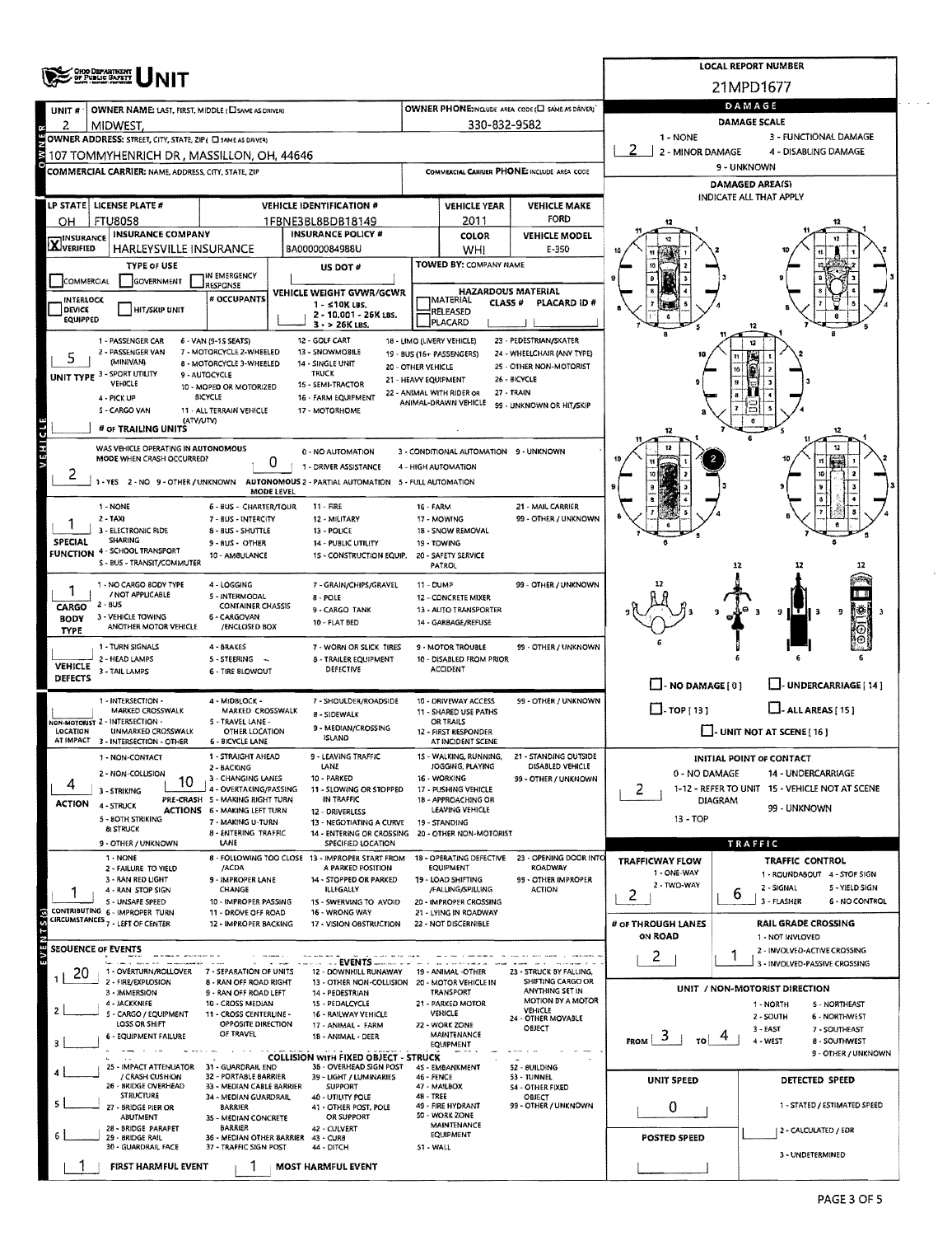# UNIT

**LOCAL REPORT NUMBER:** 21MPD1677

| UNIT # | OWNER NAME: LAST, FIRST, MIDDLE (☐ SAME AS DRIVER) | OWNER PHONE: INCLUDE AREA CODE (☐ SAME AS DRIVER) |
|---|---|---|
| 2 | MIDWEST, | 330-832-9582 |

**OWNER ADDRESS:** STREET, CITY, STATE, ZIP (☐ SAME AS DRIVER)
107 TOMMYHENRICH DR , MASSILLON, OH, 44646

**COMMERCIAL CARRIER:** NAME, ADDRESS, CITY, STATE, ZIP

**COMMERCIAL CARRIER PHONE:** INCLUDE AREA CODE

| LP STATE | LICENSE PLATE # | VEHICLE IDENTIFICATION # | VEHICLE YEAR | VEHICLE MAKE |
|---|---|---|---|---|
| OH | FTU8058 | 1FBNE3BL8BDB18149 | 2011 | FORD |

| INSURANCE | INSURANCE COMPANY | INSURANCE POLICY # | COLOR | VEHICLE MODEL |
|---|---|---|---|---|
| X VERIFIED | HARLEYSVILLE INSURANCE | BA00000084988U | WHI | E-350 |

**TYPE OF USE:** ☐ COMMERCIAL ☐ GOVERNMENT ☐ IN EMERGENCY RESPONSE

**US DOT #**

**TOWED BY:** COMPANY NAME

☐ INTERLOCK DEVICE EQUIPPED ☐ HIT/SKIP UNIT

**# OCCUPANTS**

**VEHICLE WEIGHT GVWR/GCWR:** 1 - ≤10K LBS. 2 - 10.001 - 26K LBS. 3 - > 26K LBS.

**HAZARDOUS MATERIAL:** ☐ MATERIAL RELEASED ☐ PLACARD — CLASS # — PLACARD ID #

**UNIT TYPE:** 5
1 - PASSENGER CAR, 2 - PASSENGER VAN (MINIVAN), 3 - SPORT UTILITY VEHICLE, 4 - PICK UP, 5 - CARGO VAN, 6 - VAN (9-15 SEATS), 7 - MOTORCYCLE 2-WHEELED, 8 - MOTORCYCLE 3-WHEELED, 9 - AUTOCYCLE, 10 - MOPED OR MOTORIZED BICYCLE, 11 - ALL TERRAIN VEHICLE (ATV/UTV), 12 - GOLF CART, 13 - SNOWMOBILE, 14 - SINGLE UNIT TRUCK, 15 - SEMI-TRACTOR, 16 - FARM EQUIPMENT, 17 - MOTORHOME, 18 - LIMO (LIVERY VEHICLE), 19 - BUS (16+ PASSENGERS), 20 - OTHER VEHICLE, 21 - HEAVY EQUIPMENT, 22 - ANIMAL WITH RIDER OR ANIMAL-DRAWN VEHICLE, 23 - PEDESTRIAN/SKATER, 24 - WHEELCHAIR (ANY TYPE), 25 - OTHER NON-MOTORIST, 26 - BICYCLE, 27 - TRAIN, 99 - UNKNOWN OR HIT/SKIP

**# OF TRAILING UNITS**

**WAS VEHICLE OPERATING IN AUTONOMOUS MODE WHEN CRASH OCCURRED?** 2
1 - YES 2 - NO 9 - OTHER / UNKNOWN

**AUTONOMOUS MODE LEVEL:** 0
0 - NO AUTOMATION, 1 - DRIVER ASSISTANCE, 2 - PARTIAL AUTOMATION, 3 - CONDITIONAL AUTOMATION, 4 - HIGH AUTOMATION, 5 - FULL AUTOMATION, 9 - UNKNOWN

**SPECIAL FUNCTION:** 1
1 - NONE, 2 - TAXI, 3 - ELECTRONIC RIDE SHARING, 4 - SCHOOL TRANSPORT, 5 - BUS - TRANSIT/COMMUTER, 6 - BUS - CHARTER/TOUR, 7 - BUS - INTERCITY, 8 - BUS - SHUTTLE, 9 - BUS - OTHER, 10 - AMBULANCE, 11 - FIRE, 12 - MILITARY, 13 - POLICE, 14 - PUBLIC UTILITY, 15 - CONSTRUCTION EQUIP., 16 - FARM, 17 - MOWING, 18 - SNOW REMOVAL, 19 - TOWING, 20 - SAFETY SERVICE PATROL, 21 - MAIL CARRIER, 99 - OTHER / UNKNOWN

**CARGO BODY TYPE:** 1
1 - NO CARGO BODY TYPE / NOT APPLICABLE, 2 - BUS, 3 - VEHICLE TOWING ANOTHER MOTOR VEHICLE, 4 - LOGGING, 5 - INTERMODAL CONTAINER CHASSIS, 6 - CARGOVAN /ENCLOSED BOX, 7 - GRAIN/CHIPS/GRAVEL, 8 - POLE, 9 - CARGO TANK, 10 - FLAT BED, 11 - DUMP, 12 - CONCRETE MIXER, 13 - AUTO TRANSPORTER, 14 - GARBAGE/REFUSE, 99 - OTHER / UNKNOWN

**VEHICLE DEFECTS:**
1 - TURN SIGNALS, 2 - HEAD LAMPS, 3 - TAIL LAMPS, 4 - BRAKES, 5 - STEERING, 6 - TIRE BLOWOUT, 7 - WORN OR SLICK TIRES, 8 - TRAILER EQUIPMENT DEFECTIVE, 9 - MOTOR TROUBLE, 10 - DISABLED FROM PRIOR ACCIDENT, 99 - OTHER / UNKNOWN

**NON-MOTORIST LOCATION AT IMPACT:**
1 - INTERSECTION - MARKED CROSSWALK, 2 - INTERSECTION - UNMARKED CROSSWALK, 3 - INTERSECTION - OTHER, 4 - MIDBLOCK - MARKED CROSSWALK, 5 - TRAVEL LANE - OTHER LOCATION, 6 - BICYCLE LANE, 7 - SHOULDER/ROADSIDE, 8 - SIDEWALK, 9 - MEDIAN/CROSSING ISLAND, 10 - DRIVEWAY ACCESS, 11 - SHARED USE PATHS OR TRAILS, 12 - FIRST RESPONDER AT INCIDENT SCENE, 99 - OTHER / UNKNOWN

**ACTION:** 4
1 - NON-CONTACT, 2 - NON-COLLISION, 3 - STRIKING, 4 - STRUCK, 5 - BOTH STRIKING & STRUCK, 9 - OTHER / UNKNOWN

**PRE-CRASH ACTIONS:** 10
1 - STRAIGHT AHEAD, 2 - BACKING, 3 - CHANGING LANES, 4 - OVERTAKING/PASSING, 5 - MAKING RIGHT TURN, 6 - MAKING LEFT TURN, 7 - MAKING U-TURN, 8 - ENTERING TRAFFIC LANE, 9 - LEAVING TRAFFIC LANE, 10 - PARKED, 11 - SLOWING OR STOPPED IN TRAFFIC, 12 - DRIVERLESS, 13 - NEGOTIATING A CURVE, 14 - ENTERING OR CROSSING SPECIFIED LOCATION, 15 - WALKING, RUNNING, JOGGING, PLAYING, 16 - WORKING, 17 - PUSHING VEHICLE, 18 - APPROACHING OR LEAVING VEHICLE, 19 - STANDING, 20 - OTHER NON-MOTORIST, 21 - STANDING OUTSIDE DISABLED VEHICLE, 99 - OTHER / UNKNOWN

**CONTRIBUTING CIRCUMSTANCES:** 1
1 - NONE, 2 - FAILURE TO YIELD, 3 - RAN RED LIGHT, 4 - RAN STOP SIGN, 5 - UNSAFE SPEED, 6 - IMPROPER TURN, 7 - LEFT OF CENTER, 8 - FOLLOWING TOO CLOSE /ACDA, 9 - IMPROPER LANE CHANGE, 10 - IMPROPER PASSING, 11 - DROVE OFF ROAD, 12 - IMPROPER BACKING, 13 - IMPROPER START FROM A PARKED POSITION, 14 - STOPPED OR PARKED ILLEGALLY, 15 - SWERVING TO AVOID, 16 - WRONG WAY, 17 - VISION OBSTRUCTION, 18 - OPERATING DEFECTIVE EQUIPMENT, 19 - LOAD SHIFTING /FALLING/SPILLING, 20 - IMPROPER CROSSING, 21 - LYING IN ROADWAY, 22 - NOT DISCERNIBLE, 23 - OPENING DOOR INTO ROADWAY, 99 - OTHER IMPROPER ACTION

## SEQUENCE OF EVENTS

| # | Event |
|---|---|
| 1 | 20 |
| 2 | |
| 3 | |
| 4 | |
| 5 | |
| 6 | |

**EVENTS:** 1 - OVERTURN/ROLLOVER, 2 - FIRE/EXPLOSION, 3 - IMMERSION, 4 - JACKKNIFE, 5 - CARGO / EQUIPMENT LOSS OR SHIFT, 6 - EQUIPMENT FAILURE, 7 - SEPARATION OF UNITS, 8 - RAN OFF ROAD RIGHT, 9 - RAN OFF ROAD LEFT, 10 - CROSS MEDIAN, 11 - CROSS CENTERLINE - OPPOSITE DIRECTION OF TRAVEL, 12 - DOWNHILL RUNAWAY, 13 - OTHER NON-COLLISION, 14 - PEDESTRIAN, 15 - PEDALCYCLE, 16 - RAILWAY VEHICLE, 17 - ANIMAL - FARM, 18 - ANIMAL - DEER, 19 - ANIMAL -OTHER, 20 - MOTOR VEHICLE IN TRANSPORT, 21 - PARKED MOTOR VEHICLE, 22 - WORK ZONE MAINTENANCE EQUIPMENT, 23 - STRUCK BY FALLING, SHIFTING CARGO OR ANYTHING SET IN MOTION BY A MOTOR VEHICLE, 24 - OTHER MOVABLE OBJECT

**COLLISION WITH FIXED OBJECT - STRUCK:** 25 - IMPACT ATTENUATOR / CRASH CUSHION, 26 - BRIDGE OVERHEAD STRUCTURE, 27 - BRIDGE PIER OR ABUTMENT, 28 - BRIDGE PARAPET, 29 - BRIDGE RAIL, 30 - GUARDRAIL FACE, 31 - GUARDRAIL END, 32 - PORTABLE BARRIER, 33 - MEDIAN CABLE BARRIER, 34 - MEDIAN GUARDRAIL BARRIER, 35 - MEDIAN CONCRETE BARRIER, 36 - MEDIAN OTHER BARRIER, 37 - TRAFFIC SIGN POST, 38 - OVERHEAD SIGN POST, 39 - LIGHT / LUMINARIES SUPPORT, 40 - UTILITY POLE, 41 - OTHER POST, POLE OR SUPPORT, 42 - CULVERT, 43 - CURB, 44 - DITCH, 45 - EMBANKMENT, 46 - FENCE, 47 - MAILBOX, 48 - TREE, 49 - FIRE HYDRANT, 50 - WORK ZONE MAINTENANCE EQUIPMENT, 51 - WALL, 52 - BUILDING, 53 - TUNNEL, 54 - OTHER FIXED OBJECT, 99 - OTHER / UNKNOWN

**FIRST HARMFUL EVENT:** 1 **MOST HARMFUL EVENT:** 1

## DAMAGE

**DAMAGE SCALE:** 2
1 - NONE, 2 - MINOR DAMAGE, 3 - FUNCTIONAL DAMAGE, 4 - DISABLING DAMAGE, 9 - UNKNOWN

**DAMAGED AREA(S)** INDICATE ALL THAT APPLY: 2

☐ - NO DAMAGE [ 0 ] ☐ - UNDERCARRIAGE [ 14 ] ☐ - TOP [ 13 ] ☐ - ALL AREAS [ 15 ] ☐ - UNIT NOT AT SCENE [ 16 ]

**INITIAL POINT OF CONTACT:** 2
0 - NO DAMAGE, 1-12 - REFER TO UNIT DIAGRAM, 13 - TOP, 14 - UNDERCARRIAGE, 15 - VEHICLE NOT AT SCENE, 99 - UNKNOWN

## TRAFFIC

**TRAFFICWAY FLOW:** 2
1 - ONE-WAY, 2 - TWO-WAY

**TRAFFIC CONTROL:** 6
1 - ROUNDABOUT, 2 - SIGNAL, 3 - FLASHER, 4 - STOP SIGN, 5 - YIELD SIGN, 6 - NO CONTROL

**# OF THROUGH LANES ON ROAD:** 2

**RAIL GRADE CROSSING:** 1
1 - NOT INVLOVED, 2 - INVOLVED-ACTIVE CROSSING, 3 - INVOLVED-PASSIVE CROSSING

**UNIT / NON-MOTORIST DIRECTION:** FROM 3 TO 4
1 - NORTH, 2 - SOUTH, 3 - EAST, 4 - WEST, 5 - NORTHEAST, 6 - NORTHWEST, 7 - SOUTHEAST, 8 - SOUTHWEST, 9 - OTHER / UNKNOWN

**UNIT SPEED:** 0

**POSTED SPEED:**

**DETECTED SPEED:**
1 - STATED / ESTIMATED SPEED, 2 - CALCULATED / EDR, 3 - UNDETERMINED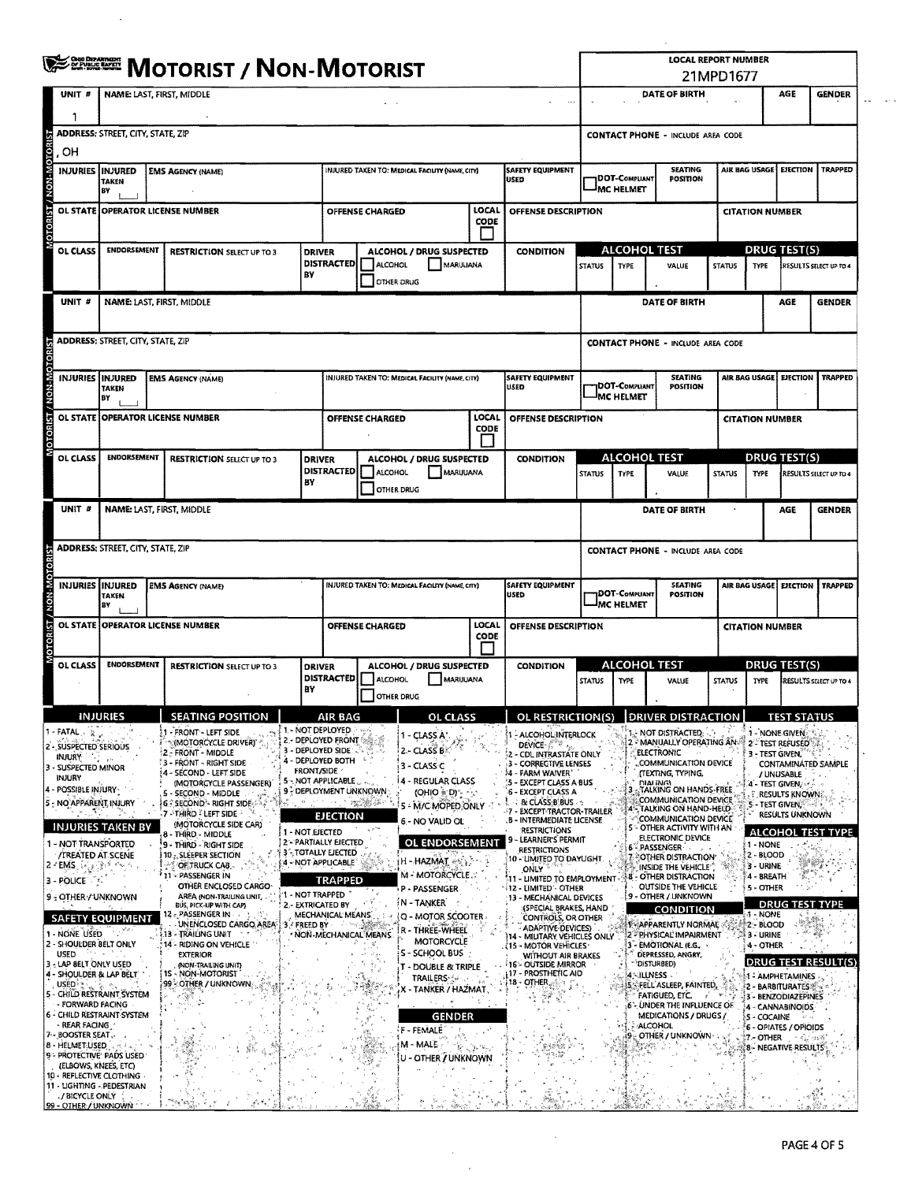# MOTORIST / NON-MOTORIST

**LOCAL REPORT NUMBER:** 21MPD1677

## MOTORIST / NON-MOTORIST

| UNIT # | NAME: LAST, FIRST, MIDDLE | DATE OF BIRTH | AGE | GENDER |
|---|---|---|---|---|
| 1 | | | | |

| ADDRESS: STREET, CITY, STATE, ZIP | CONTACT PHONE - INCLUDE AREA CODE |
|---|---|
| , OH | |

| INJURIES | INJURED TAKEN BY | EMS AGENCY (NAME) | INJURED TAKEN TO: MEDICAL FACILITY (NAME, CITY) | SAFETY EQUIPMENT USED | DOT-COMPLIANT MC HELMET | SEATING POSITION | AIR BAG USAGE | EJECTION | TRAPPED |
|---|---|---|---|---|---|---|---|---|---|
| | | | | | | | | | |

| OL STATE | OPERATOR LICENSE NUMBER | OFFENSE CHARGED | LOCAL CODE | OFFENSE DESCRIPTION | CITATION NUMBER |
|---|---|---|---|---|---|
| | | | | | |

| OL CLASS | ENDORSEMENT | RESTRICTION SELECT UP TO 3 | DRIVER DISTRACTED BY | ALCOHOL / DRUG SUSPECTED (ALCOHOL / MARIJUANA / OTHER DRUG) | CONDITION | ALCOHOL TEST STATUS | ALCOHOL TEST TYPE | ALCOHOL TEST VALUE | DRUG TEST(S) STATUS | DRUG TEST(S) TYPE | DRUG TEST(S) RESULTS SELECT UP TO 4 |
|---|---|---|---|---|---|---|---|---|---|---|---|
| | | | | | | | | | | | |

## MOTORIST / NON-MOTORIST

| UNIT # | NAME: LAST, FIRST, MIDDLE | DATE OF BIRTH | AGE | GENDER |
|---|---|---|---|---|
| | | | | |

| ADDRESS: STREET, CITY, STATE, ZIP | CONTACT PHONE - INCLUDE AREA CODE |
|---|---|
| | |

| INJURIES | INJURED TAKEN BY | EMS AGENCY (NAME) | INJURED TAKEN TO: MEDICAL FACILITY (NAME, CITY) | SAFETY EQUIPMENT USED | DOT-COMPLIANT MC HELMET | SEATING POSITION | AIR BAG USAGE | EJECTION | TRAPPED |
|---|---|---|---|---|---|---|---|---|---|
| | | | | | | | | | |

| OL STATE | OPERATOR LICENSE NUMBER | OFFENSE CHARGED | LOCAL CODE | OFFENSE DESCRIPTION | CITATION NUMBER |
|---|---|---|---|---|---|
| | | | | | |

| OL CLASS | ENDORSEMENT | RESTRICTION SELECT UP TO 3 | DRIVER DISTRACTED BY | ALCOHOL / DRUG SUSPECTED (ALCOHOL / MARIJUANA / OTHER DRUG) | CONDITION | ALCOHOL TEST STATUS | ALCOHOL TEST TYPE | ALCOHOL TEST VALUE | DRUG TEST(S) STATUS | DRUG TEST(S) TYPE | DRUG TEST(S) RESULTS SELECT UP TO 4 |
|---|---|---|---|---|---|---|---|---|---|---|---|
| | | | | | | | | | | | |

## MOTORIST / NON-MOTORIST

| UNIT # | NAME: LAST, FIRST, MIDDLE | DATE OF BIRTH | AGE | GENDER |
|---|---|---|---|---|
| | | | | |

| ADDRESS: STREET, CITY, STATE, ZIP | CONTACT PHONE - INCLUDE AREA CODE |
|---|---|
| | |

| INJURIES | INJURED TAKEN BY | EMS AGENCY (NAME) | INJURED TAKEN TO: MEDICAL FACILITY (NAME, CITY) | SAFETY EQUIPMENT USED | DOT-COMPLIANT MC HELMET | SEATING POSITION | AIR BAG USAGE | EJECTION | TRAPPED |
|---|---|---|---|---|---|---|---|---|---|
| | | | | | | | | | |

| OL STATE | OPERATOR LICENSE NUMBER | OFFENSE CHARGED | LOCAL CODE | OFFENSE DESCRIPTION | CITATION NUMBER |
|---|---|---|---|---|---|
| | | | | | |

| OL CLASS | ENDORSEMENT | RESTRICTION SELECT UP TO 3 | DRIVER DISTRACTED BY | ALCOHOL / DRUG SUSPECTED (ALCOHOL / MARIJUANA / OTHER DRUG) | CONDITION | ALCOHOL TEST STATUS | ALCOHOL TEST TYPE | ALCOHOL TEST VALUE | DRUG TEST(S) STATUS | DRUG TEST(S) TYPE | DRUG TEST(S) RESULTS SELECT UP TO 4 |
|---|---|---|---|---|---|---|---|---|---|---|---|
| | | | | | | | | | | | |

### INJURIES
1 - FATAL
2 - SUSPECTED SERIOUS INJURY
3 - SUSPECTED MINOR INJURY
4 - POSSIBLE INJURY
5 - NO APPARENT INJURY

### INJURIES TAKEN BY
1 - NOT TRANSPORTED /TREATED AT SCENE
2 - EMS
3 - POLICE
9 - OTHER / UNKNOWN

### SAFETY EQUIPMENT
1 - NONE USED
2 - SHOULDER BELT ONLY USED
3 - LAP BELT ONLY USED
4 - SHOULDER & LAP BELT USED
5 - CHILD RESTRAINT SYSTEM - FORWARD FACING
6 - CHILD RESTRAINT SYSTEM - REAR FACING
7 - BOOSTER SEAT
8 - HELMET USED
9 - PROTECTIVE PADS USED (ELBOWS, KNEES, ETC)
10 - REFLECTIVE CLOTHING
11 - LIGHTING - PEDESTRIAN / BICYCLE ONLY
99 - OTHER / UNKNOWN

### SEATING POSITION
1 - FRONT - LEFT SIDE (MOTORCYCLE DRIVER)
2 - FRONT - MIDDLE
3 - FRONT - RIGHT SIDE
4 - SECOND - LEFT SIDE (MOTORCYCLE PASSENGER)
5 - SECOND - MIDDLE
6 - SECOND - RIGHT SIDE
7 - THIRD - LEFT SIDE (MOTORCYCLE SIDE CAR)
8 - THIRD - MIDDLE
9 - THIRD - RIGHT SIDE
10 - SLEEPER SECTION OF TRUCK CAB
11 - PASSENGER IN OTHER ENCLOSED CARGO AREA (NON-TRAILING UNIT, BUS, PICK-UP WITH CAP)
12 - PASSENGER IN UNENCLOSED CARGO AREA
13 - TRAILING UNIT
14 - RIDING ON VEHICLE EXTERIOR (NON-TRAILING UNIT)
15 - NON-MOTORIST
99 - OTHER / UNKNOWN

### AIR BAG
1 - NOT DEPLOYED
2 - DEPLOYED FRONT
3 - DEPLOYED SIDE
4 - DEPLOYED BOTH FRONT/SIDE
5 - NOT APPLICABLE
9 - DEPLOYMENT UNKNOWN

### EJECTION
1 - NOT EJECTED
2 - PARTIALLY EJECTED
3 - TOTALLY EJECTED
4 - NOT APPLICABLE

### TRAPPED
1 - NOT TRAPPED
2 - EXTRICATED BY MECHANICAL MEANS
3 - FREED BY NON-MECHANICAL MEANS

### OL CLASS
1 - CLASS A
2 - CLASS B
3 - CLASS C
4 - REGULAR CLASS (OHIO = D)
5 - M/C MOPED ONLY
6 - NO VALID OL

### OL ENDORSEMENT
H - HAZMAT
M - MOTORCYCLE
P - PASSENGER
N - TANKER
Q - MOTOR SCOOTER
R - THREE-WHEEL MOTORCYCLE
S - SCHOOL BUS
T - DOUBLE & TRIPLE TRAILERS
X - TANKER / HAZMAT

### GENDER
F - FEMALE
M - MALE
U - OTHER / UNKNOWN

### OL RESTRICTION(S)
1 - ALCOHOL INTERLOCK DEVICE
2 - CDL INTRASTATE ONLY
3 - CORRECTIVE LENSES
4 - FARM WAIVER
5 - EXCEPT CLASS A BUS
6 - EXCEPT CLASS A & CLASS B BUS
7 - EXCEPT TRACTOR-TRAILER
8 - INTERMEDIATE LICENSE RESTRICTIONS
9 - LEARNER'S PERMIT RESTRICTIONS
10 - LIMITED TO DAYLIGHT ONLY
11 - LIMITED TO EMPLOYMENT
12 - LIMITED - OTHER
13 - MECHANICAL DEVICES (SPECIAL BRAKES, HAND CONTROLS, OR OTHER ADAPTIVE DEVICES)
14 - MILITARY VEHICLES ONLY
15 - MOTOR VEHICLES WITHOUT AIR BRAKES
16 - OUTSIDE MIRROR
17 - PROSTHETIC AID
18 - OTHER

### DRIVER DISTRACTION
1 - NOT DISTRACTED
2 - MANUALLY OPERATING AN ELECTRONIC COMMUNICATION DEVICE (TEXTING, TYPING, DIALING)
3 - TALKING ON HANDS-FREE COMMUNICATION DEVICE
4 - TALKING ON HAND-HELD COMMUNICATION DEVICE
5 - OTHER ACTIVITY WITH AN ELECTRONIC DEVICE
6 - PASSENGER
7 - OTHER DISTRACTION INSIDE THE VEHICLE
8 - OTHER DISTRACTION OUTSIDE THE VEHICLE
9 - OTHER / UNKNOWN

### CONDITION
1 - APPARENTLY NORMAL
2 - PHYSICAL IMPAIRMENT
3 - EMOTIONAL (E.G., DEPRESSED, ANGRY, DISTURBED)
4 - ILLNESS
5 - FELL ASLEEP, FAINTED, FATIGUED, ETC.
6 - UNDER THE INFLUENCE OF MEDICATIONS / DRUGS / ALCOHOL
9 - OTHER / UNKNOWN

### TEST STATUS
1 - NONE GIVEN
2 - TEST REFUSED
3 - TEST GIVEN, CONTAMINATED SAMPLE / UNUSABLE
4 - TEST GIVEN, RESULTS KNOWN
5 - TEST GIVEN, RESULTS UNKNOWN

### ALCOHOL TEST TYPE
1 - NONE
2 - BLOOD
3 - URINE
4 - BREATH
5 - OTHER

### DRUG TEST TYPE
1 - NONE
2 - BLOOD
3 - URINE
4 - OTHER

### DRUG TEST RESULT(S)
1 - AMPHETAMINES
2 - BARBITURATES
3 - BENZODIAZEPINES
4 - CANNABINOIDS
5 - COCAINE
6 - OPIATES / OPIOIDS
7 - OTHER
8 - NEGATIVE RESULTS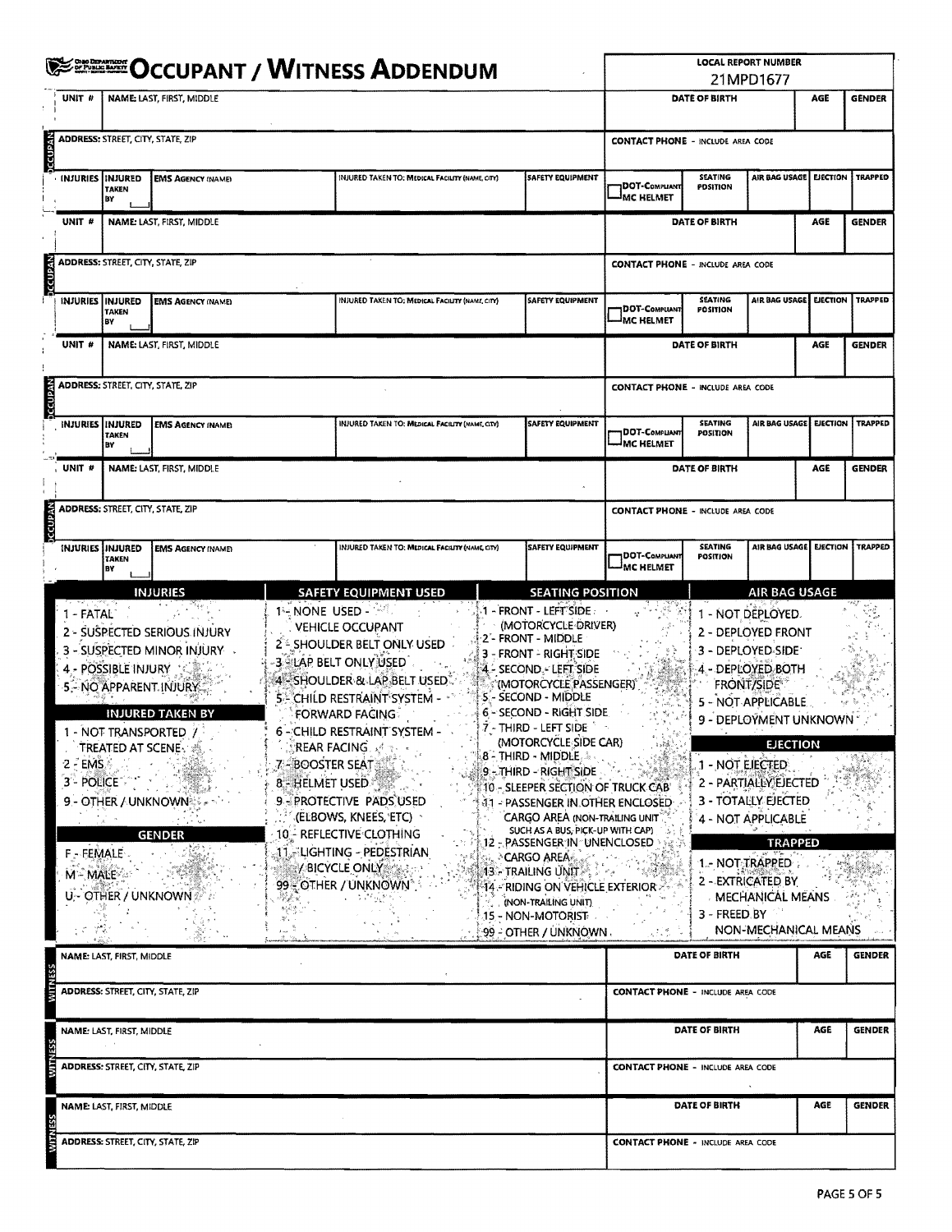# OCCUPANT / WITNESS ADDENDUM

LOCAL REPORT NUMBER
21MPD1677

## OCCUPANT

| UNIT # | NAME: LAST, FIRST, MIDDLE | | | | DATE OF BIRTH | | AGE | GENDER |
|---|---|---|---|---|---|---|---|---|
| | | | | | | | | |
| ADDRESS: STREET, CITY, STATE, ZIP | | | | | CONTACT PHONE - INCLUDE AREA CODE | | | |
| | | | | | | | | |
| INJURIES | INJURED TAKEN BY | EMS AGENCY (NAME) | INJURED TAKEN TO: MEDICAL FACILITY (NAME, CITY) | SAFETY EQUIPMENT | DOT-COMPLIANT MC HELMET | SEATING POSITION | AIR BAG USAGE | EJECTION | TRAPPED |

## OCCUPANT

| UNIT # | NAME: LAST, FIRST, MIDDLE | | | | DATE OF BIRTH | | AGE | GENDER |
|---|---|---|---|---|---|---|---|---|
| | | | | | | | | |
| ADDRESS: STREET, CITY, STATE, ZIP | | | | | CONTACT PHONE - INCLUDE AREA CODE | | | |
| | | | | | | | | |
| INJURIES | INJURED TAKEN BY | EMS AGENCY (NAME) | INJURED TAKEN TO: MEDICAL FACILITY (NAME, CITY) | SAFETY EQUIPMENT | DOT-COMPLIANT MC HELMET | SEATING POSITION | AIR BAG USAGE | EJECTION | TRAPPED |

## OCCUPANT

| UNIT # | NAME: LAST, FIRST, MIDDLE | | | | DATE OF BIRTH | | AGE | GENDER |
|---|---|---|---|---|---|---|---|---|
| | | | | | | | | |
| ADDRESS: STREET, CITY, STATE, ZIP | | | | | CONTACT PHONE - INCLUDE AREA CODE | | | |
| | | | | | | | | |
| INJURIES | INJURED TAKEN BY | EMS AGENCY (NAME) | INJURED TAKEN TO: MEDICAL FACILITY (NAME, CITY) | SAFETY EQUIPMENT | DOT-COMPLIANT MC HELMET | SEATING POSITION | AIR BAG USAGE | EJECTION | TRAPPED |

## OCCUPANT

| UNIT # | NAME: LAST, FIRST, MIDDLE | | | | DATE OF BIRTH | | AGE | GENDER |
|---|---|---|---|---|---|---|---|---|
| | | | | | | | | |
| ADDRESS: STREET, CITY, STATE, ZIP | | | | | CONTACT PHONE - INCLUDE AREA CODE | | | |
| | | | | | | | | |
| INJURIES | INJURED TAKEN BY | EMS AGENCY (NAME) | INJURED TAKEN TO: MEDICAL FACILITY (NAME, CITY) | SAFETY EQUIPMENT | DOT-COMPLIANT MC HELMET | SEATING POSITION | AIR BAG USAGE | EJECTION | TRAPPED |

### INJURIES
1 - FATAL
2 - SUSPECTED SERIOUS INJURY
3 - SUSPECTED MINOR INJURY
4 - POSSIBLE INJURY
5 - NO APPARENT INJURY

### INJURED TAKEN BY
1 - NOT TRANSPORTED / TREATED AT SCENE
2 - EMS
3 - POLICE
9 - OTHER / UNKNOWN

### GENDER
F - FEMALE
M - MALE
U - OTHER / UNKNOWN

### SAFETY EQUIPMENT USED
1 - NONE USED - VEHICLE OCCUPANT
2 - SHOULDER BELT ONLY USED
3 - LAP BELT ONLY USED
4 - SHOULDER & LAP BELT USED
5 - CHILD RESTRAINT SYSTEM - FORWARD FACING
6 - CHILD RESTRAINT SYSTEM - REAR FACING
7 - BOOSTER SEAT
8 - HELMET USED
9 - PROTECTIVE PADS USED (ELBOWS, KNEES, ETC)
10 - REFLECTIVE CLOTHING
11 - LIGHTING - PEDESTRIAN / BICYCLE ONLY
99 - OTHER / UNKNOWN

### SEATING POSITION
1 - FRONT - LEFT SIDE (MOTORCYCLE DRIVER)
2 - FRONT - MIDDLE
3 - FRONT - RIGHT SIDE
4 - SECOND - LEFT SIDE (MOTORCYCLE PASSENGER)
5 - SECOND - MIDDLE
6 - SECOND - RIGHT SIDE
7 - THIRD - LEFT SIDE (MOTORCYCLE SIDE CAR)
8 - THIRD - MIDDLE
9 - THIRD - RIGHT SIDE
10 - SLEEPER SECTION OF TRUCK CAB
11 - PASSENGER IN OTHER ENCLOSED CARGO AREA (NON-TRAILING UNIT SUCH AS A BUS, PICK-UP WITH CAP)
12 - PASSENGER IN UNENCLOSED CARGO AREA
13 - TRAILING UNIT
14 - RIDING ON VEHICLE EXTERIOR (NON-TRAILING UNIT)
15 - NON-MOTORIST
99 - OTHER / UNKNOWN

### AIR BAG USAGE
1 - NOT DEPLOYED
2 - DEPLOYED FRONT
3 - DEPLOYED SIDE
4 - DEPLOYED BOTH FRONT/SIDE
5 - NOT APPLICABLE
9 - DEPLOYMENT UNKNOWN

### EJECTION
1 - NOT EJECTED
2 - PARTIALLY EJECTED
3 - TOTALLY EJECTED
4 - NOT APPLICABLE

### TRAPPED
1 - NOT TRAPPED
2 - EXTRICATED BY MECHANICAL MEANS
3 - FREED BY NON-MECHANICAL MEANS

## WITNESS

| NAME: LAST, FIRST, MIDDLE | DATE OF BIRTH | AGE | GENDER |
|---|---|---|---|
| | | | |
| ADDRESS: STREET, CITY, STATE, ZIP | CONTACT PHONE - INCLUDE AREA CODE | | |
| | | | |

## WITNESS

| NAME: LAST, FIRST, MIDDLE | DATE OF BIRTH | AGE | GENDER |
|---|---|---|---|
| | | | |
| ADDRESS: STREET, CITY, STATE, ZIP | CONTACT PHONE - INCLUDE AREA CODE | | |
| | | | |

## WITNESS

| NAME: LAST, FIRST, MIDDLE | DATE OF BIRTH | AGE | GENDER |
|---|---|---|---|
| | | | |
| ADDRESS: STREET, CITY, STATE, ZIP | CONTACT PHONE - INCLUDE AREA CODE | | |
| | | | |